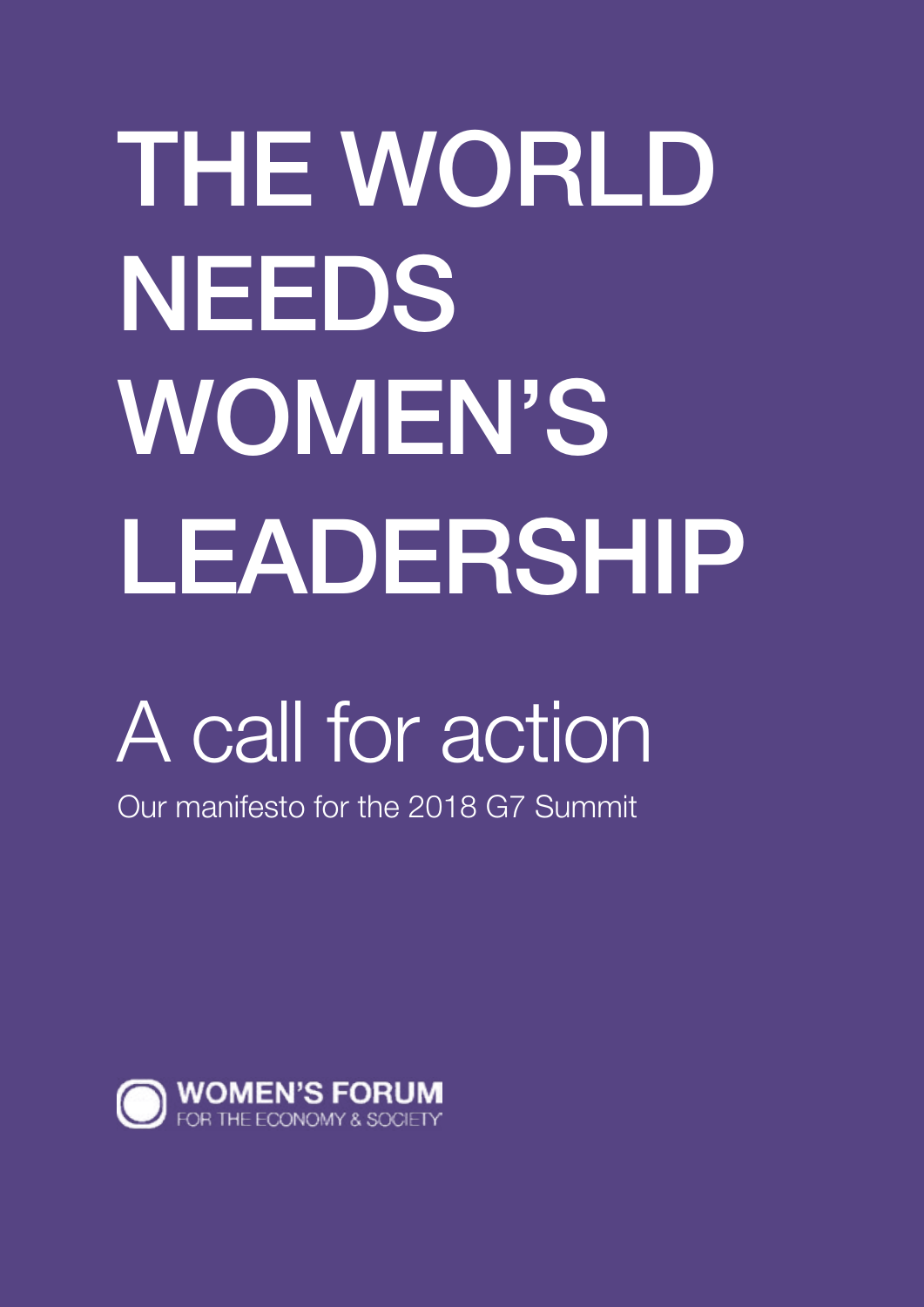# THE WORLD NEEDS WOMEN'S LEADERSHIP

## A call for action

Our manifesto for the 2018 G7 Summit

**WOMEN'S FORUM**
FOR THE ECONOMY & SOCIETY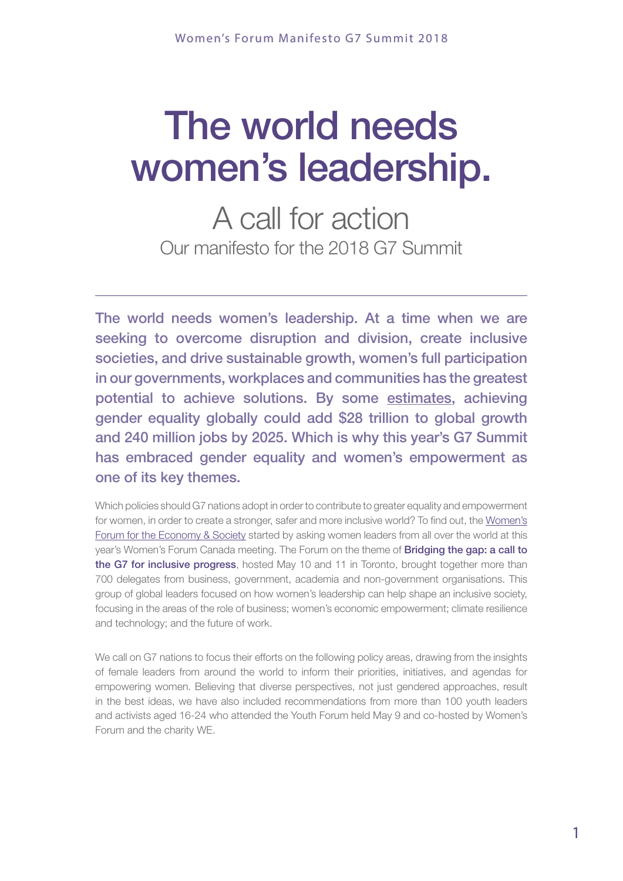# The world needs women's leadership.

## A call for action

### Our manifesto for the 2018 G7 Summit

---

**The world needs women's leadership. At a time when we are seeking to overcome disruption and division, create inclusive societies, and drive sustainable growth, women's full participation in our governments, workplaces and communities has the greatest potential to achieve solutions. By some estimates, achieving gender equality globally could add $28 trillion to global growth and 240 million jobs by 2025. Which is why this year's G7 Summit has embraced gender equality and women's empowerment as one of its key themes.**

Which policies should G7 nations adopt in order to contribute to greater equality and empowerment for women, in order to create a stronger, safer and more inclusive world? To find out, the Women's Forum for the Economy & Society started by asking women leaders from all over the world at this year's Women's Forum Canada meeting. The Forum on the theme of **Bridging the gap: a call to the G7 for inclusive progress**, hosted May 10 and 11 in Toronto, brought together more than 700 delegates from business, government, academia and non-government organisations. This group of global leaders focused on how women's leadership can help shape an inclusive society, focusing in the areas of the role of business; women's economic empowerment; climate resilience and technology; and the future of work.

We call on G7 nations to focus their efforts on the following policy areas, drawing from the insights of female leaders from around the world to inform their priorities, initiatives, and agendas for empowering women. Believing that diverse perspectives, not just gendered approaches, result in the best ideas, we have also included recommendations from more than 100 youth leaders and activists aged 16-24 who attended the Youth Forum held May 9 and co-hosted by Women's Forum and the charity WE.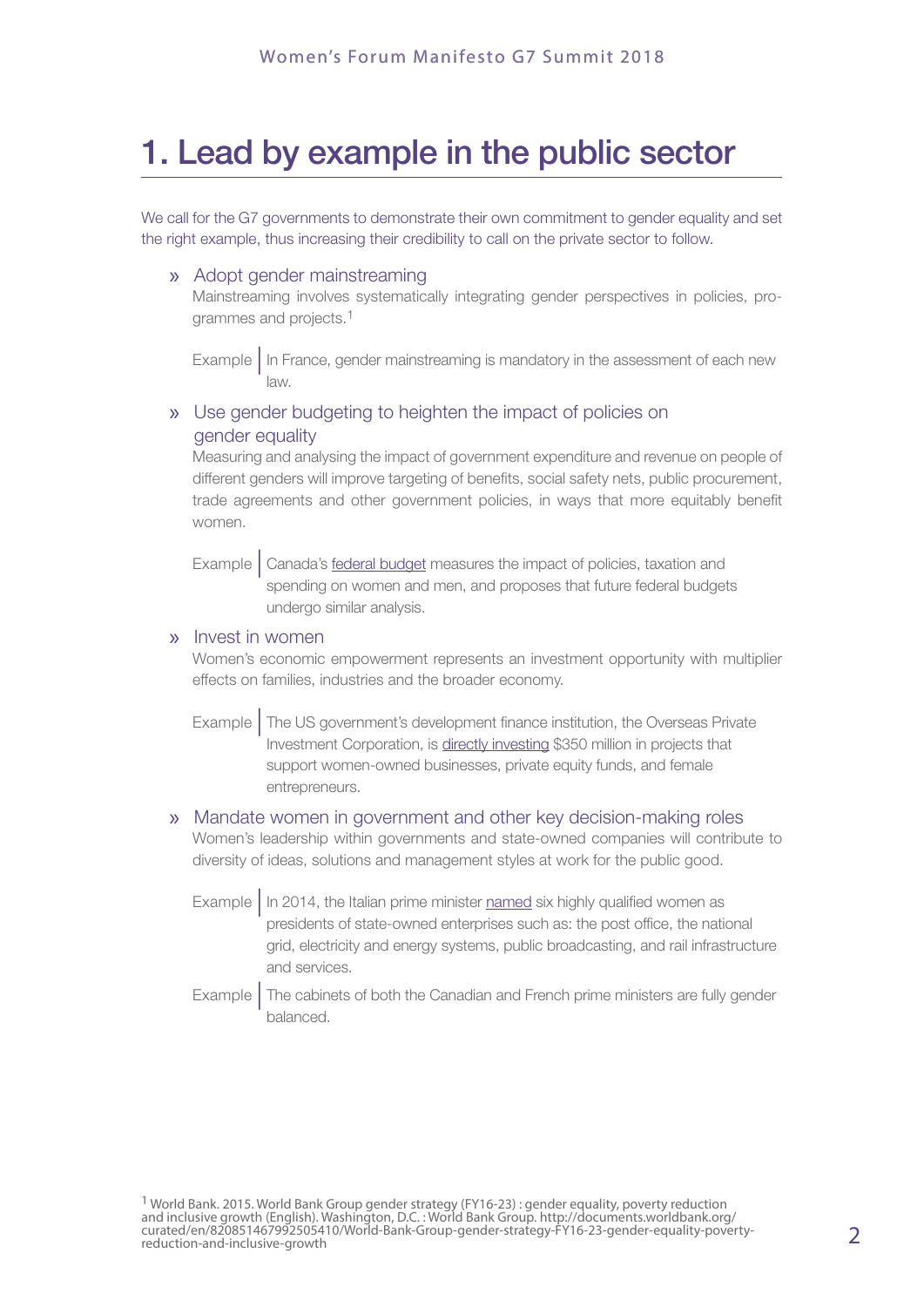# 1. Lead by example in the public sector

We call for the G7 governments to demonstrate their own commitment to gender equality and set the right example, thus increasing their credibility to call on the private sector to follow.

» Adopt gender mainstreaming

Mainstreaming involves systematically integrating gender perspectives in policies, programmes and projects.[1]

Example | In France, gender mainstreaming is mandatory in the assessment of each new law.

» Use gender budgeting to heighten the impact of policies on gender equality

Measuring and analysing the impact of government expenditure and revenue on people of different genders will improve targeting of benefits, social safety nets, public procurement, trade agreements and other government policies, in ways that more equitably benefit women.

Example | Canada's federal budget measures the impact of policies, taxation and spending on women and men, and proposes that future federal budgets undergo similar analysis.

» Invest in women

Women's economic empowerment represents an investment opportunity with multiplier effects on families, industries and the broader economy.

Example | The US government's development finance institution, the Overseas Private Investment Corporation, is directly investing $350 million in projects that support women-owned businesses, private equity funds, and female entrepreneurs.

» Mandate women in government and other key decision-making roles

Women's leadership within governments and state-owned companies will contribute to diversity of ideas, solutions and management styles at work for the public good.

Example | In 2014, the Italian prime minister named six highly qualified women as presidents of state-owned enterprises such as: the post office, the national grid, electricity and energy systems, public broadcasting, and rail infrastructure and services.

Example | The cabinets of both the Canadian and French prime ministers are fully gender balanced.

[1] World Bank. 2015. World Bank Group gender strategy (FY16-23) : gender equality, poverty reduction and inclusive growth (English). Washington, D.C. : World Bank Group. http://documents.worldbank.org/curated/en/820851467992505410/World-Bank-Group-gender-strategy-FY16-23-gender-equality-poverty-reduction-and-inclusive-growth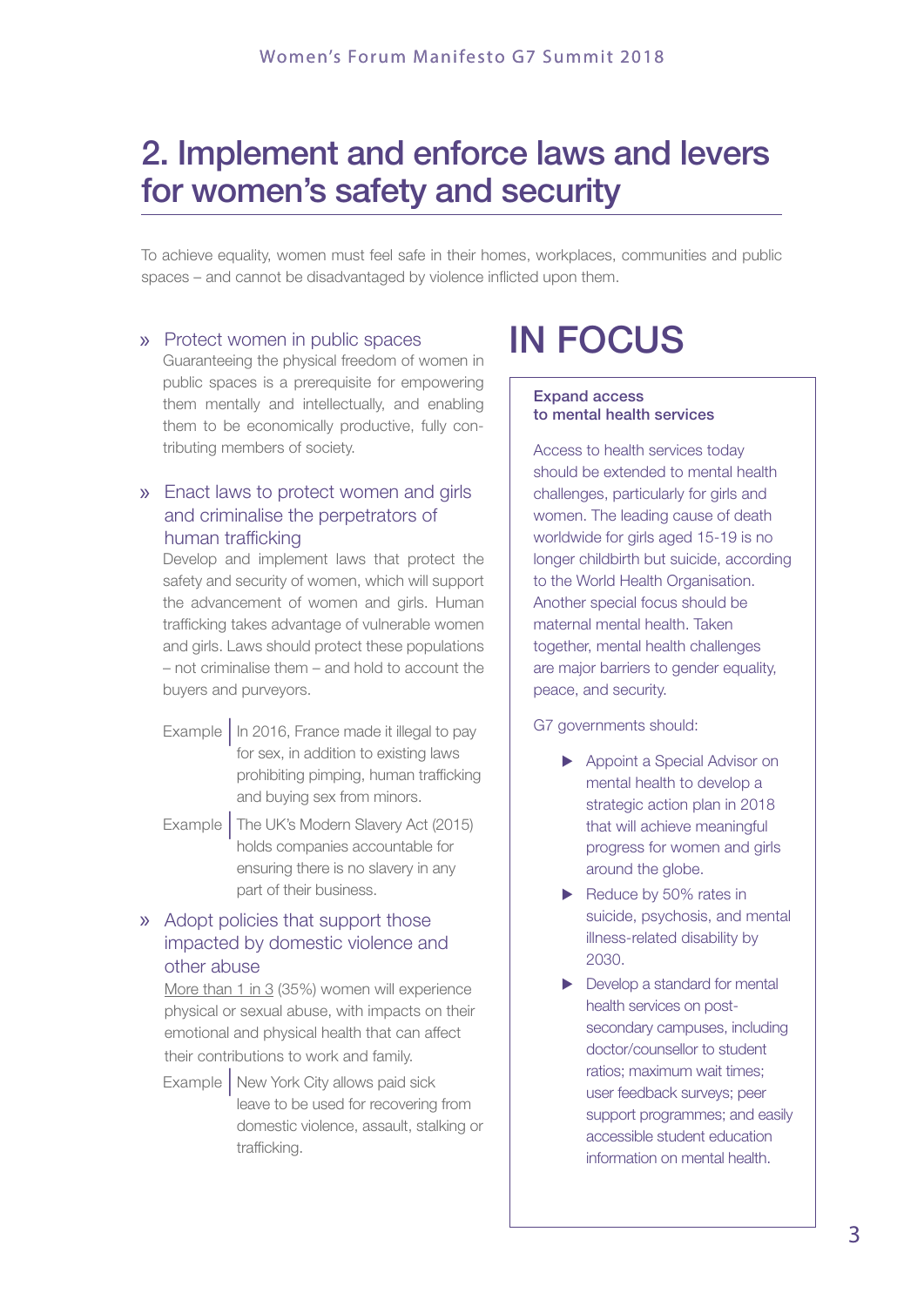## 2. Implement and enforce laws and levers for women's safety and security

To achieve equality, women must feel safe in their homes, workplaces, communities and public spaces – and cannot be disadvantaged by violence inflicted upon them.

### » Protect women in public spaces

Guaranteeing the physical freedom of women in public spaces is a prerequisite for empowering them mentally and intellectually, and enabling them to be economically productive, fully contributing members of society.

### » Enact laws to protect women and girls and criminalise the perpetrators of human trafficking

Develop and implement laws that protect the safety and security of women, which will support the advancement of women and girls. Human trafficking takes advantage of vulnerable women and girls. Laws should protect these populations – not criminalise them – and hold to account the buyers and purveyors.

Example | In 2016, France made it illegal to pay for sex, in addition to existing laws prohibiting pimping, human trafficking and buying sex from minors.

Example | The UK's Modern Slavery Act (2015) holds companies accountable for ensuring there is no slavery in any part of their business.

### » Adopt policies that support those impacted by domestic violence and other abuse

More than 1 in 3 (35%) women will experience physical or sexual abuse, with impacts on their emotional and physical health that can affect their contributions to work and family.

Example | New York City allows paid sick leave to be used for recovering from domestic violence, assault, stalking or trafficking.

## IN FOCUS

**Expand access to mental health services**

Access to health services today should be extended to mental health challenges, particularly for girls and women. The leading cause of death worldwide for girls aged 15-19 is no longer childbirth but suicide, according to the World Health Organisation. Another special focus should be maternal mental health. Taken together, mental health challenges are major barriers to gender equality, peace, and security.

G7 governments should:

- Appoint a Special Advisor on mental health to develop a strategic action plan in 2018 that will achieve meaningful progress for women and girls around the globe.
- Reduce by 50% rates in suicide, psychosis, and mental illness-related disability by 2030.
- Develop a standard for mental health services on post-secondary campuses, including doctor/counsellor to student ratios; maximum wait times; user feedback surveys; peer support programmes; and easily accessible student education information on mental health.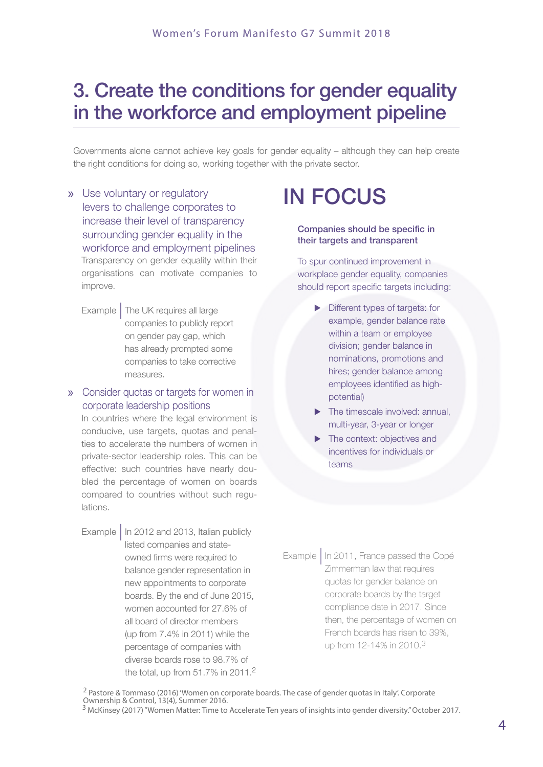# 3. Create the conditions for gender equality in the workforce and employment pipeline

Governments alone cannot achieve key goals for gender equality – although they can help create the right conditions for doing so, working together with the private sector.

» **Use voluntary or regulatory levers to challenge corporates to increase their level of transparency surrounding gender equality in the workforce and employment pipelines**

Transparency on gender equality within their organisations can motivate companies to improve.

Example | The UK requires all large companies to publicly report on gender pay gap, which has already prompted some companies to take corrective measures.

» **Consider quotas or targets for women in corporate leadership positions**

In countries where the legal environment is conducive, use targets, quotas and penalties to accelerate the numbers of women in private-sector leadership roles. This can be effective: such countries have nearly doubled the percentage of women on boards compared to countries without such regulations.

Example | In 2012 and 2013, Italian publicly listed companies and state-owned firms were required to balance gender representation in new appointments to corporate boards. By the end of June 2015, women accounted for 27.6% of all board of director members (up from 7.4% in 2011) while the percentage of companies with diverse boards rose to 98.7% of the total, up from 51.7% in 2011.[2]

## IN FOCUS

**Companies should be specific in their targets and transparent**

To spur continued improvement in workplace gender equality, companies should report specific targets including:

- Different types of targets: for example, gender balance rate within a team or employee division; gender balance in nominations, promotions and hires; gender balance among employees identified as high-potential)
- The timescale involved: annual, multi-year, 3-year or longer
- The context: objectives and incentives for individuals or teams

Example | In 2011, France passed the Copé Zimmerman law that requires quotas for gender balance on corporate boards by the target compliance date in 2017. Since then, the percentage of women on French boards has risen to 39%, up from 12-14% in 2010.[3]

[2] Pastore & Tommaso (2016) 'Women on corporate boards. The case of gender quotas in Italy'. Corporate Ownership & Control, 13(4), Summer 2016.

[3] McKinsey (2017) "Women Matter: Time to Accelerate Ten years of insights into gender diversity." October 2017.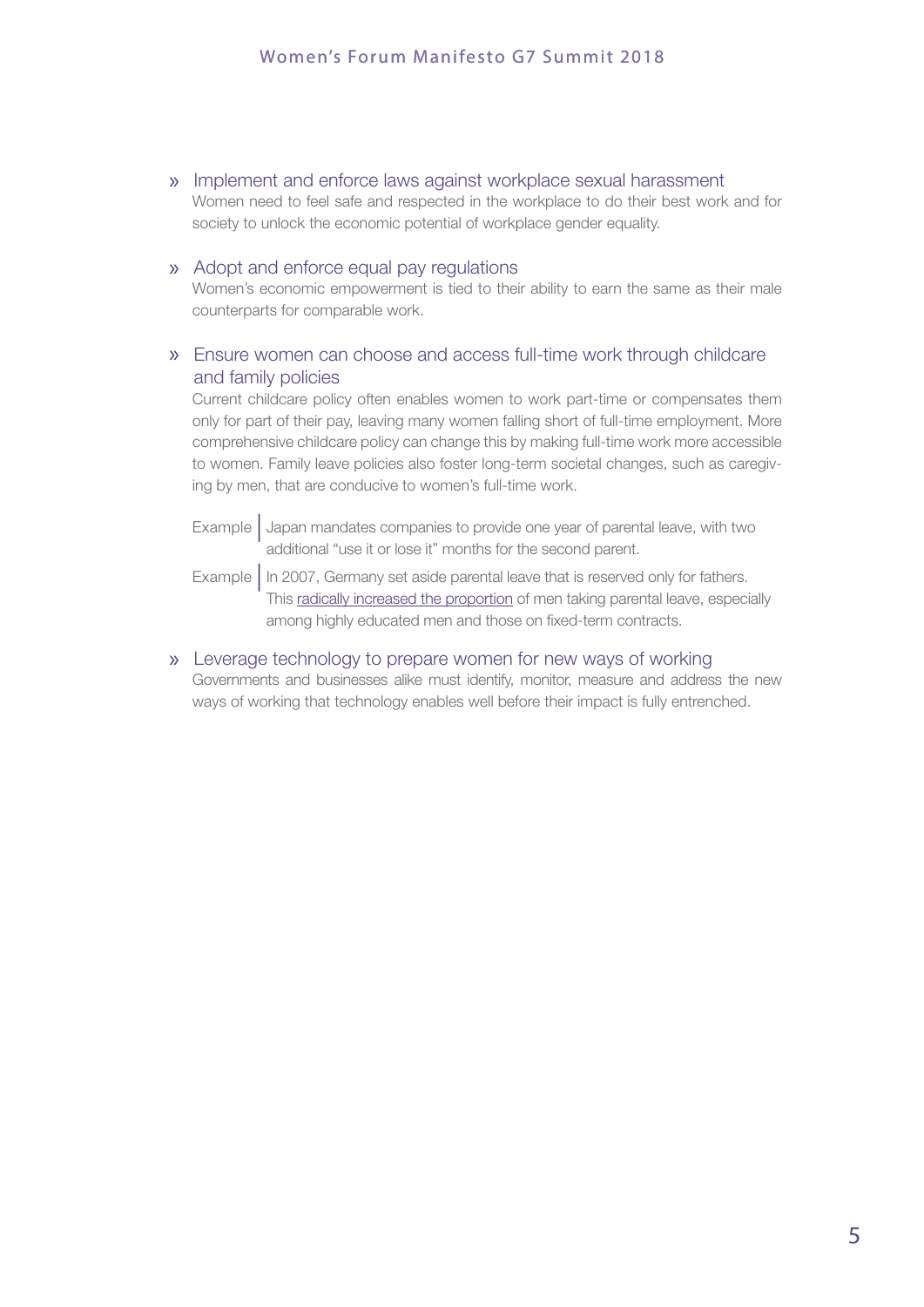» Implement and enforce laws against workplace sexual harassment

Women need to feel safe and respected in the workplace to do their best work and for society to unlock the economic potential of workplace gender equality.

» Adopt and enforce equal pay regulations

Women's economic empowerment is tied to their ability to earn the same as their male counterparts for comparable work.

» Ensure women can choose and access full-time work through childcare and family policies

Current childcare policy often enables women to work part-time or compensates them only for part of their pay, leaving many women falling short of full-time employment. More comprehensive childcare policy can change this by making full-time work more accessible to women. Family leave policies also foster long-term societal changes, such as caregiving by men, that are conducive to women's full-time work.

Example | Japan mandates companies to provide one year of parental leave, with two additional "use it or lose it" months for the second parent.

Example | In 2007, Germany set aside parental leave that is reserved only for fathers. This radically increased the proportion of men taking parental leave, especially among highly educated men and those on fixed-term contracts.

» Leverage technology to prepare women for new ways of working

Governments and businesses alike must identify, monitor, measure and address the new ways of working that technology enables well before their impact is fully entrenched.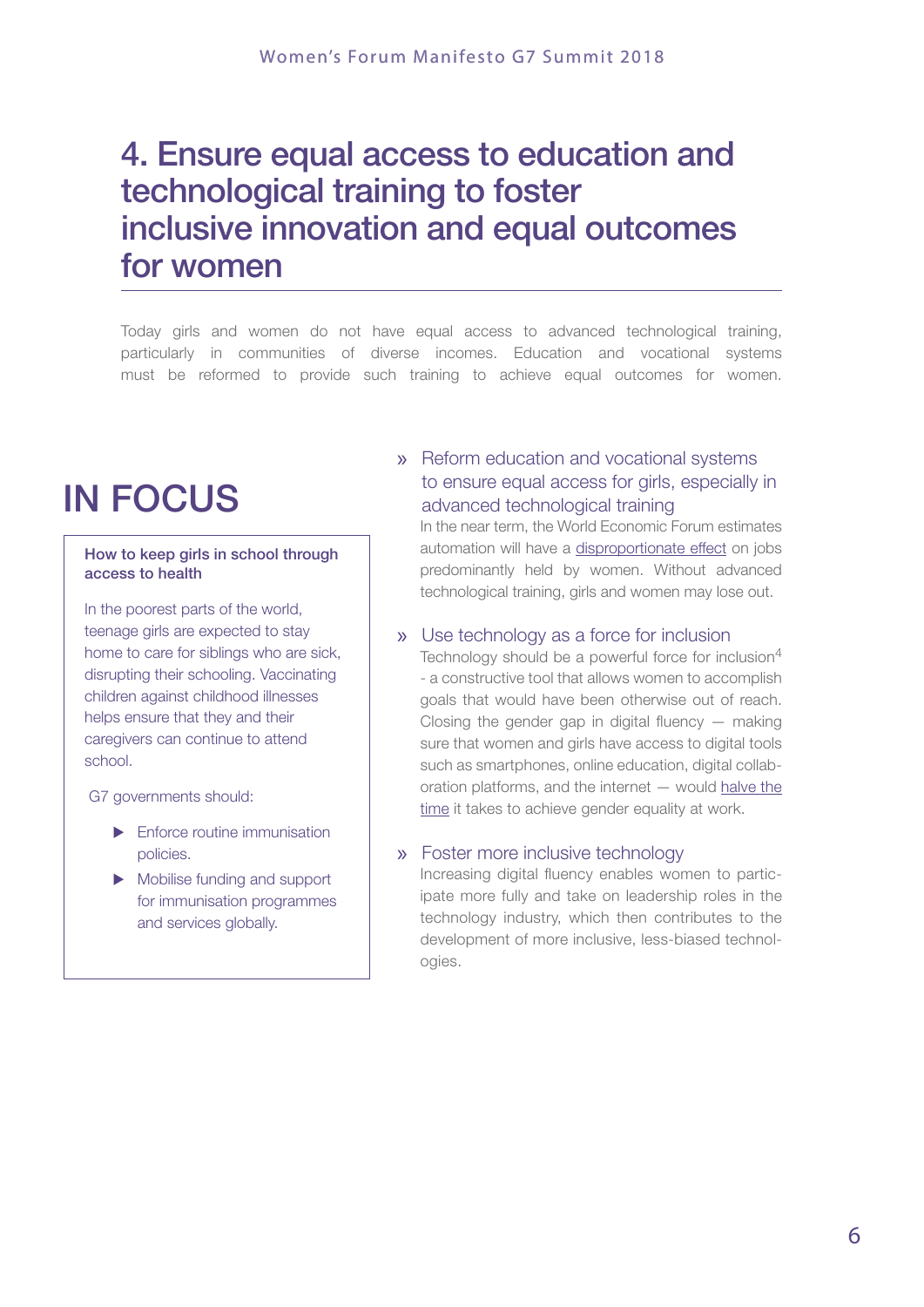## 4. Ensure equal access to education and technological training to foster inclusive innovation and equal outcomes for women

Today girls and women do not have equal access to advanced technological training, particularly in communities of diverse incomes. Education and vocational systems must be reformed to provide such training to achieve equal outcomes for women.

## IN FOCUS

**How to keep girls in school through access to health**

In the poorest parts of the world, teenage girls are expected to stay home to care for siblings who are sick, disrupting their schooling. Vaccinating children against childhood illnesses helps ensure that they and their caregivers can continue to attend school.

G7 governments should:

- Enforce routine immunisation policies.
- Mobilise funding and support for immunisation programmes and services globally.

### » Reform education and vocational systems to ensure equal access for girls, especially in advanced technological training

In the near term, the World Economic Forum estimates automation will have a disproportionate effect on jobs predominantly held by women. Without advanced technological training, girls and women may lose out.

### » Use technology as a force for inclusion

Technology should be a powerful force for inclusion[4] - a constructive tool that allows women to accomplish goals that would have been otherwise out of reach. Closing the gender gap in digital fluency — making sure that women and girls have access to digital tools such as smartphones, online education, digital collaboration platforms, and the internet — would halve the time it takes to achieve gender equality at work.

### » Foster more inclusive technology

Increasing digital fluency enables women to participate more fully and take on leadership roles in the technology industry, which then contributes to the development of more inclusive, less-biased technologies.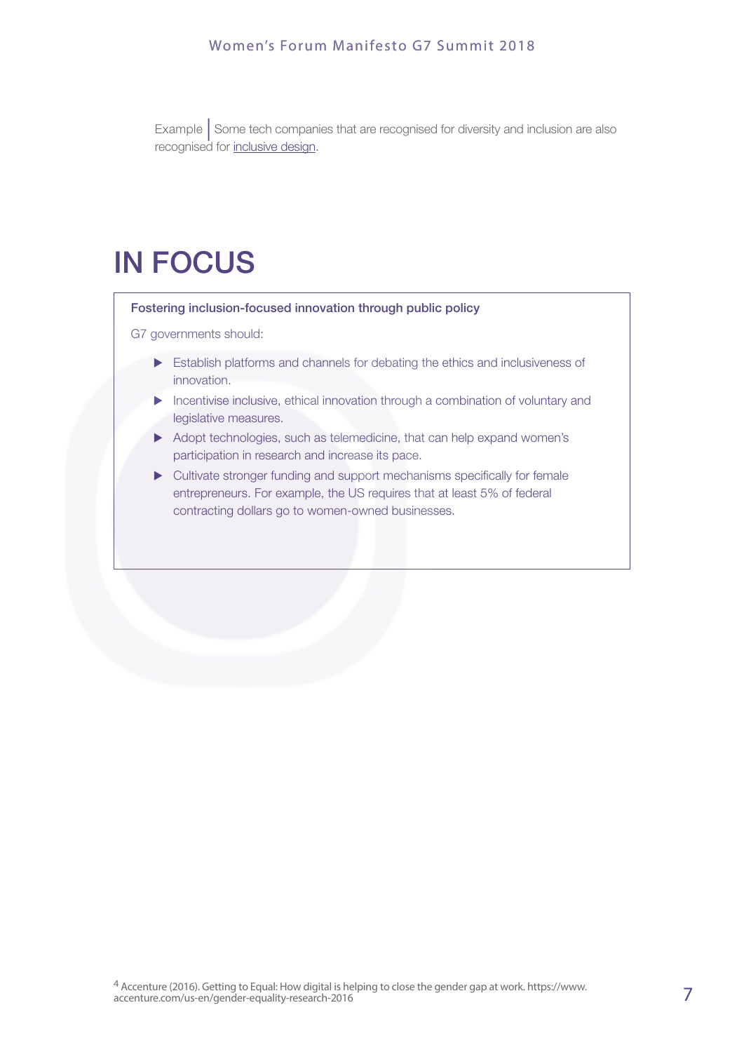Example | Some tech companies that are recognised for diversity and inclusion are also recognised for inclusive design.

# IN FOCUS

**Fostering inclusion-focused innovation through public policy**

G7 governments should:

- Establish platforms and channels for debating the ethics and inclusiveness of innovation.
- Incentivise inclusive, ethical innovation through a combination of voluntary and legislative measures.
- Adopt technologies, such as telemedicine, that can help expand women's participation in research and increase its pace.
- Cultivate stronger funding and support mechanisms specifically for female entrepreneurs. For example, the US requires that at least 5% of federal contracting dollars go to women-owned businesses.

[4] Accenture (2016). Getting to Equal: How digital is helping to close the gender gap at work. https://www.accenture.com/us-en/gender-equality-research-2016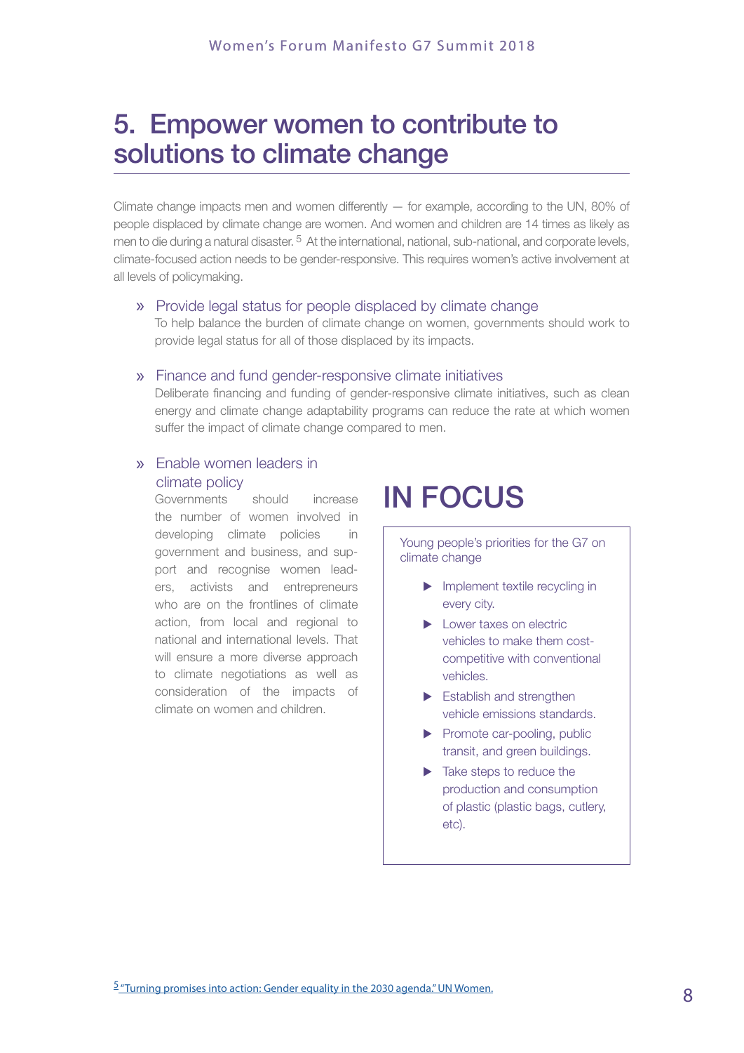# 5. Empower women to contribute to solutions to climate change

Climate change impacts men and women differently — for example, according to the UN, 80% of people displaced by climate change are women. And women and children are 14 times as likely as men to die during a natural disaster.[5] At the international, national, sub-national, and corporate levels, climate-focused action needs to be gender-responsive. This requires women's active involvement at all levels of policymaking.

» **Provide legal status for people displaced by climate change**
To help balance the burden of climate change on women, governments should work to provide legal status for all of those displaced by its impacts.

» **Finance and fund gender-responsive climate initiatives**
Deliberate financing and funding of gender-responsive climate initiatives, such as clean energy and climate change adaptability programs can reduce the rate at which women suffer the impact of climate change compared to men.

» **Enable women leaders in climate policy**
Governments should increase the number of women involved in developing climate policies in government and business, and support and recognise women leaders, activists and entrepreneurs who are on the frontlines of climate action, from local and regional to national and international levels. That will ensure a more diverse approach to climate negotiations as well as consideration of the impacts of climate on women and children.

## IN FOCUS

Young people's priorities for the G7 on climate change

- Implement textile recycling in every city.
- Lower taxes on electric vehicles to make them cost-competitive with conventional vehicles.
- Establish and strengthen vehicle emissions standards.
- Promote car-pooling, public transit, and green buildings.
- Take steps to reduce the production and consumption of plastic (plastic bags, cutlery, etc).

[5] "Turning promises into action: Gender equality in the 2030 agenda." UN Women.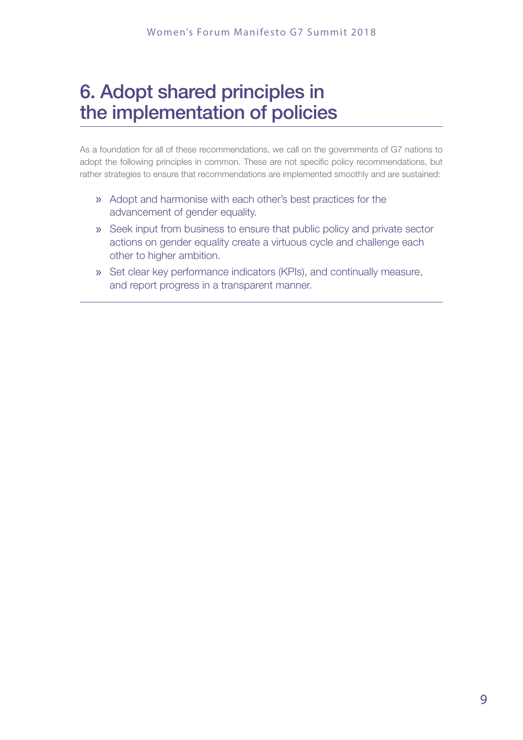## 6. Adopt shared principles in the implementation of policies

As a foundation for all of these recommendations, we call on the governments of G7 nations to adopt the following principles in common. These are not specific policy recommendations, but rather strategies to ensure that recommendations are implemented smoothly and are sustained:

- Adopt and harmonise with each other's best practices for the advancement of gender equality.
- Seek input from business to ensure that public policy and private sector actions on gender equality create a virtuous cycle and challenge each other to higher ambition.
- Set clear key performance indicators (KPIs), and continually measure, and report progress in a transparent manner.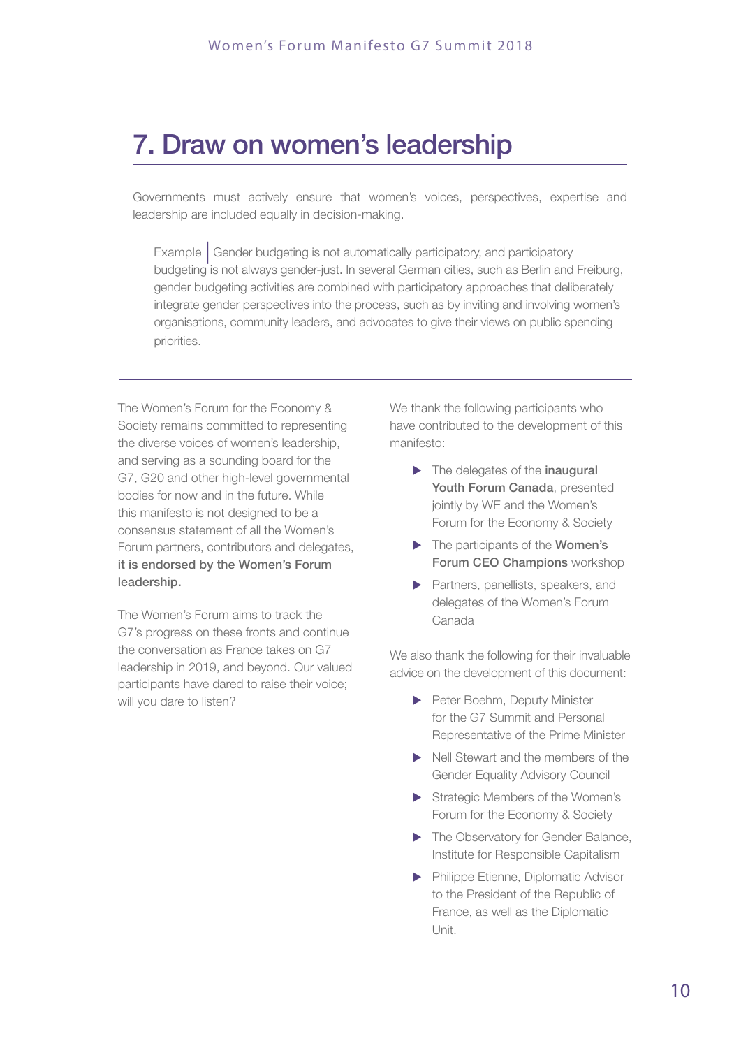## 7. Draw on women's leadership

Governments must actively ensure that women's voices, perspectives, expertise and leadership are included equally in decision-making.

> Example | Gender budgeting is not automatically participatory, and participatory budgeting is not always gender-just. In several German cities, such as Berlin and Freiburg, gender budgeting activities are combined with participatory approaches that deliberately integrate gender perspectives into the process, such as by inviting and involving women's organisations, community leaders, and advocates to give their views on public spending priorities.

---

The Women's Forum for the Economy & Society remains committed to representing the diverse voices of women's leadership, and serving as a sounding board for the G7, G20 and other high-level governmental bodies for now and in the future. While this manifesto is not designed to be a consensus statement of all the Women's Forum partners, contributors and delegates, **it is endorsed by the Women's Forum leadership.**

The Women's Forum aims to track the G7's progress on these fronts and continue the conversation as France takes on G7 leadership in 2019, and beyond. Our valued participants have dared to raise their voice; will you dare to listen?

We thank the following participants who have contributed to the development of this manifesto:

- The delegates of the **inaugural Youth Forum Canada**, presented jointly by WE and the Women's Forum for the Economy & Society
- The participants of the **Women's Forum CEO Champions** workshop
- Partners, panellists, speakers, and delegates of the Women's Forum Canada

We also thank the following for their invaluable advice on the development of this document:

- Peter Boehm, Deputy Minister for the G7 Summit and Personal Representative of the Prime Minister
- Nell Stewart and the members of the Gender Equality Advisory Council
- Strategic Members of the Women's Forum for the Economy & Society
- The Observatory for Gender Balance, Institute for Responsible Capitalism
- Philippe Etienne, Diplomatic Advisor to the President of the Republic of France, as well as the Diplomatic Unit.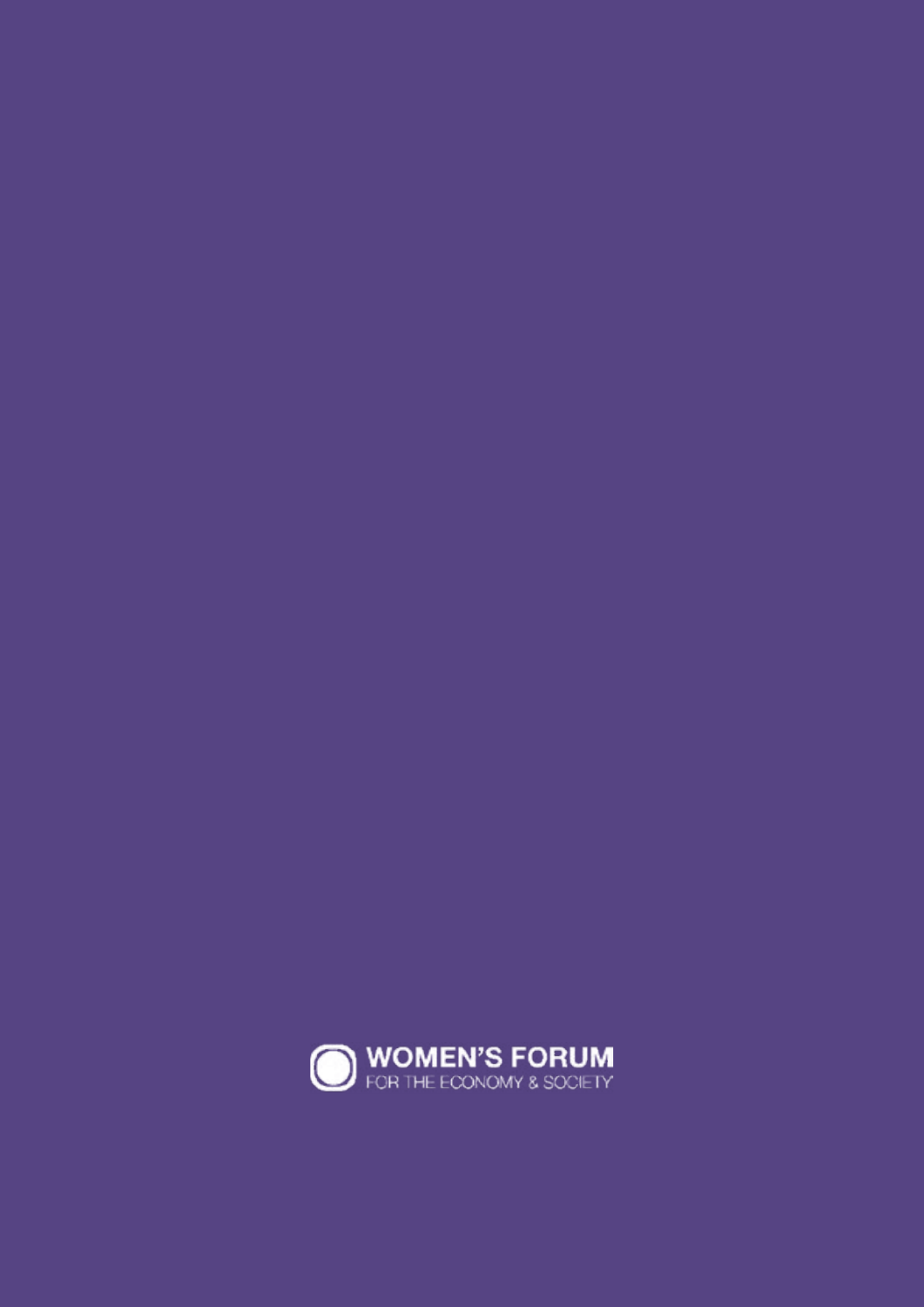WOMEN'S FORUM
FOR THE ECONOMY & SOCIETY